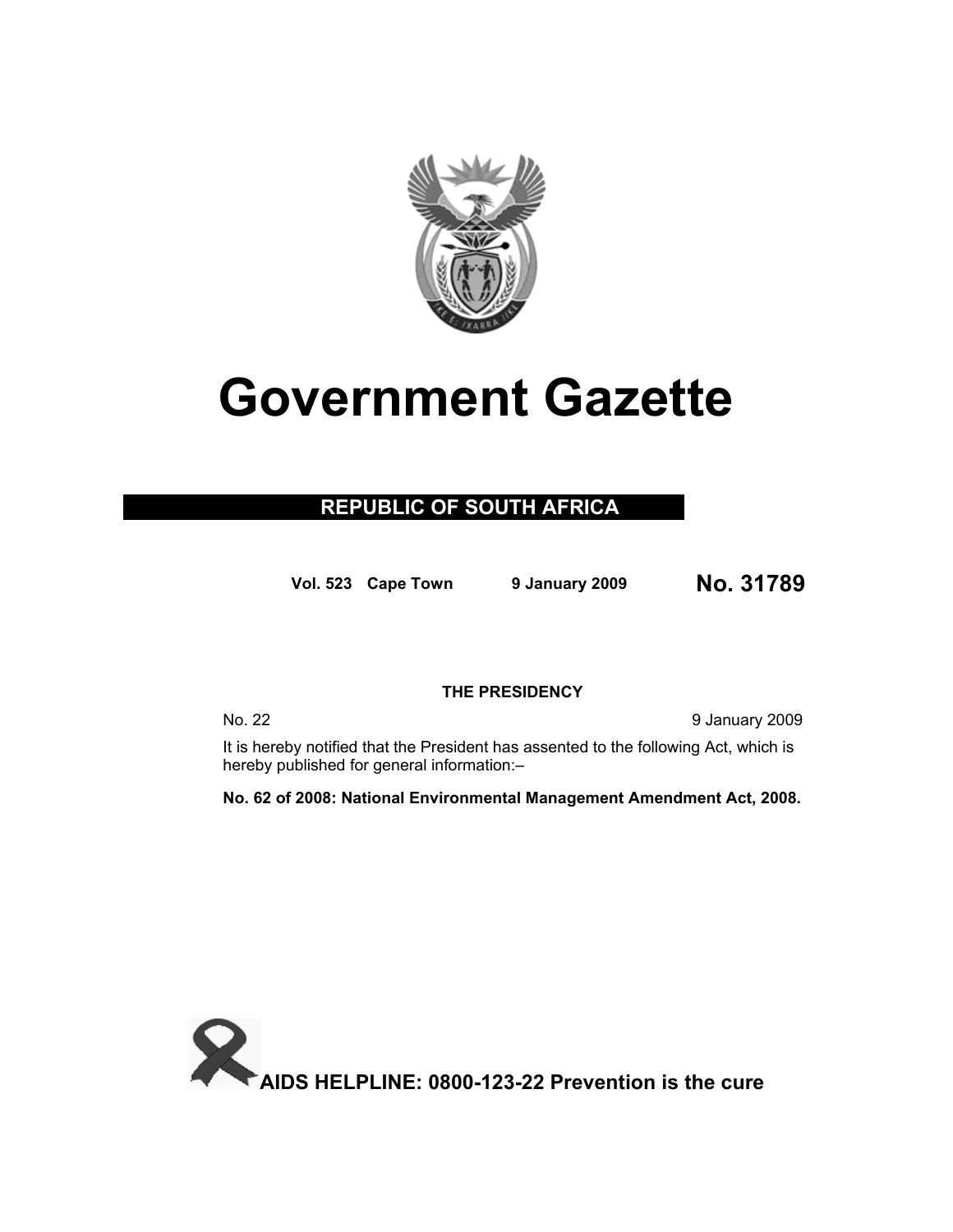# Government Gazette

## REPUBLIC OF SOUTH AFRICA

**Vol. 523 Cape Town 9 January 2009 No. 31789**

**THE PRESIDENCY**

No. 22 9 January 2009

It is hereby notified that the President has assented to the following Act, which is hereby published for general information:–

**No. 62 of 2008: National Environmental Management Amendment Act, 2008.**

**AIDS HELPLINE: 0800-123-22 Prevention is the cure**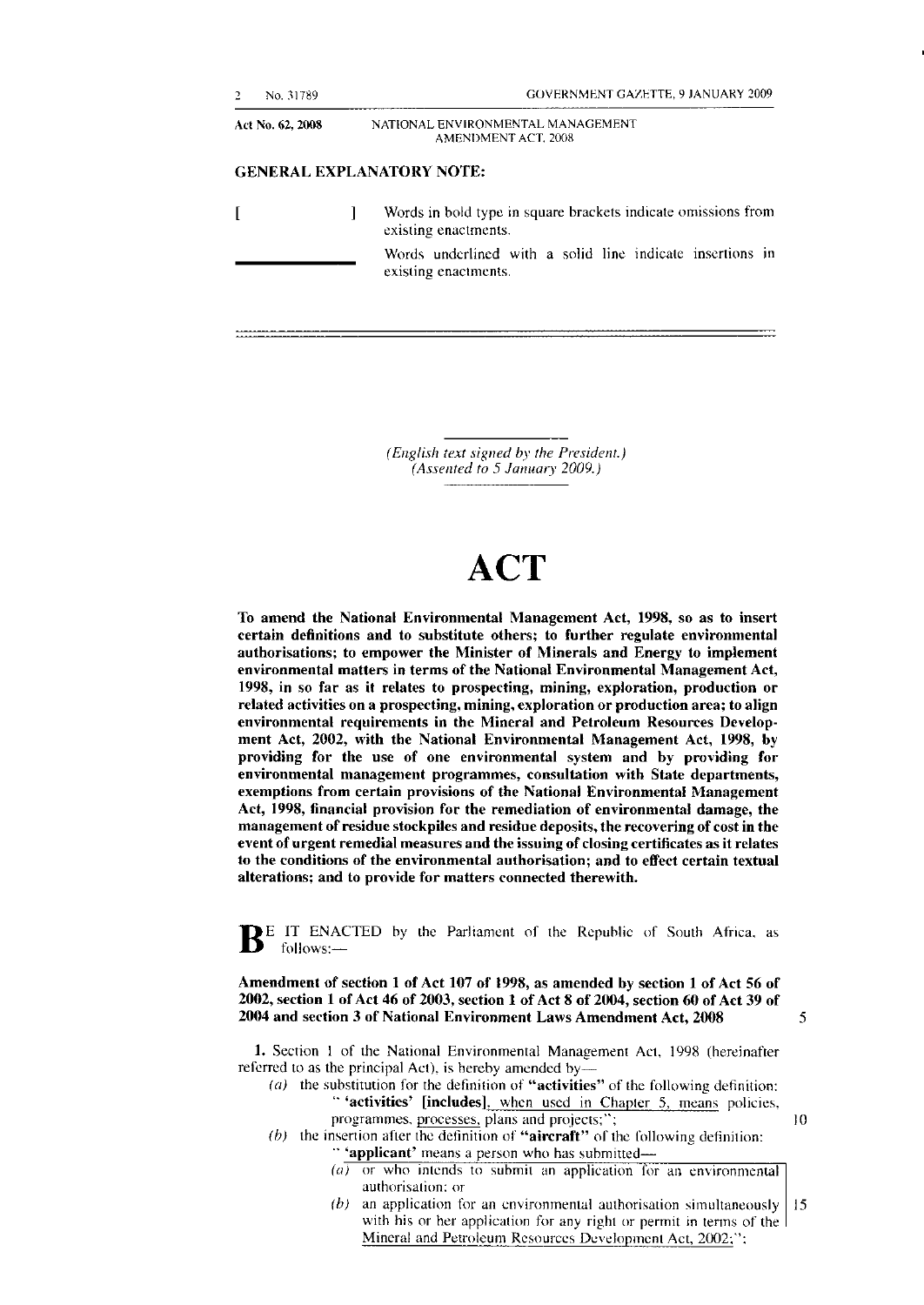Act No. 62, 2008 NATIONAL ENVIRONMENTAL MANAGEMENT AMENDMENT ACT, 2008

**GENERAL EXPLANATORY NOTE:**

| | |
|---|---|
| [ ] | Words in bold type in square brackets indicate omissions from existing enactments. |
| ______ | Words underlined with a solid line indicate insertions in existing enactments. |

*(English text signed by the President.)*
*(Assented to 5 January 2009.)*

# ACT

**To amend the National Environmental Management Act, 1998, so as to insert certain definitions and to substitute others; to further regulate environmental authorisations; to empower the Minister of Minerals and Energy to implement environmental matters in terms of the National Environmental Management Act, 1998, in so far as it relates to prospecting, mining, exploration, production or related activities on a prospecting, mining, exploration or production area; to align environmental requirements in the Mineral and Petroleum Resources Development Act, 2002, with the National Environmental Management Act, 1998, by providing for the use of one environmental system and by providing for environmental management programmes, consultation with State departments, exemptions from certain provisions of the National Environmental Management Act, 1998, financial provision for the remediation of environmental damage, the management of residue stockpiles and residue deposits, the recovering of cost in the event of urgent remedial measures and the issuing of closing certificates as it relates to the conditions of the environmental authorisation; and to effect certain textual alterations; and to provide for matters connected therewith.**

BE IT ENACTED by the Parliament of the Republic of South Africa, as follows:—

**Amendment of section 1 of Act 107 of 1998, as amended by section 1 of Act 56 of 2002, section 1 of Act 46 of 2003, section 1 of Act 8 of 2004, section 60 of Act 39 of 2004 and section 3 of National Environment Laws Amendment Act, 2008**

**1.** Section 1 of the National Environmental Management Act, 1998 (hereinafter referred to as the principal Act), is hereby amended by—

*(a)* the substitution for the definition of "**activities**" of the following definition:
" **'activities' [includes]**, <u>when used in Chapter 5, means</u> policies, programmes, <u>processes,</u> plans and projects;";

*(b)* the insertion after the definition of "**aircraft**" of the following definition:
" **'applicant'** means a person who has submitted—
<u>*(a)* or who intends to submit an application for an environmental authorisation; or</u>
<u>*(b)* an application for an environmental authorisation simultaneously with his or her application for any right or permit in terms of the Mineral and Petroleum Resources Development Act, 2002;</u>";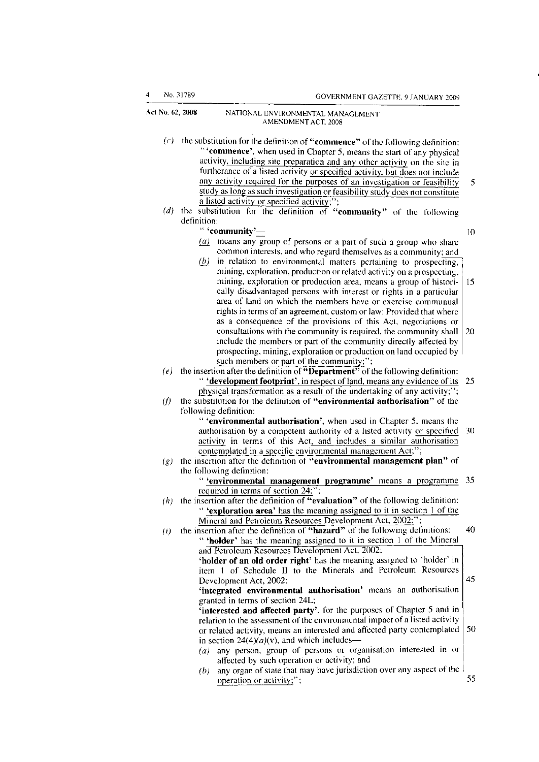(*c*) the substitution for the definition of **"commence"** of the following definition:

" **'commence'**, when used in Chapter 5, means the start of any physical activity, including site preparation and any other activity on the site in furtherance of a listed activity or specified activity, but does not include any activity required for the purposes of an investigation or feasibility study as long as such investigation or feasibility study does not constitute a listed activity or specified activity;";

(*d*) the substitution for the definition of **"community"** of the following definition:

" **'community'**—

(*a*) means any group of persons or a part of such a group who share common interests, and who regard themselves as a community; and

(*b*) in relation to environmental matters pertaining to prospecting, mining, exploration, production or related activity on a prospecting, mining, exploration or production area, means a group of historically disadvantaged persons with interest or rights in a particular area of land on which the members have or exercise communal rights in terms of an agreement, custom or law: Provided that where as a consequence of the provisions of this Act, negotiations or consultations with the community is required, the community shall include the members or part of the community directly affected by prospecting, mining, exploration or production on land occupied by such members or part of the community;";

(*e*) the insertion after the definition of **"Department"** of the following definition:

" **'development footprint'**, in respect of land, means any evidence of its physical transformation as a result of the undertaking of any activity;";

(*f*) the substitution for the definition of **"environmental authorisation"** of the following definition:

" **'environmental authorisation'**, when used in Chapter 5, means the authorisation by a competent authority of a listed activity or specified activity in terms of this Act, and includes a similar authorisation contemplated in a specific environmental management Act;";

(*g*) the insertion after the definition of **"environmental management plan"** of the following definition:

" **'environmental management programme'** means a programme required in terms of section 24;";

(*h*) the insertion after the definition of **"evaluation"** of the following definition:

" **'exploration area'** has the meaning assigned to it in section 1 of the Mineral and Petroleum Resources Development Act, 2002;";

(*i*) the insertion after the definition of **"hazard"** of the following definitions:

" **'holder'** has the meaning assigned to it in section 1 of the Mineral and Petroleum Resources Development Act, 2002;

**'holder of an old order right'** has the meaning assigned to 'holder' in item 1 of Schedule II to the Minerals and Petroleum Resources Development Act, 2002;

**'integrated environmental authorisation'** means an authorisation granted in terms of section 24L;

**'interested and affected party'**, for the purposes of Chapter 5 and in relation to the assessment of the environmental impact of a listed activity or related activity, means an interested and affected party contemplated in section 24(4)(*a*)(v), and which includes—

(*a*) any person, group of persons or organisation interested in or affected by such operation or activity; and

(*b*) any organ of state that may have jurisdiction over any aspect of the operation or activity;";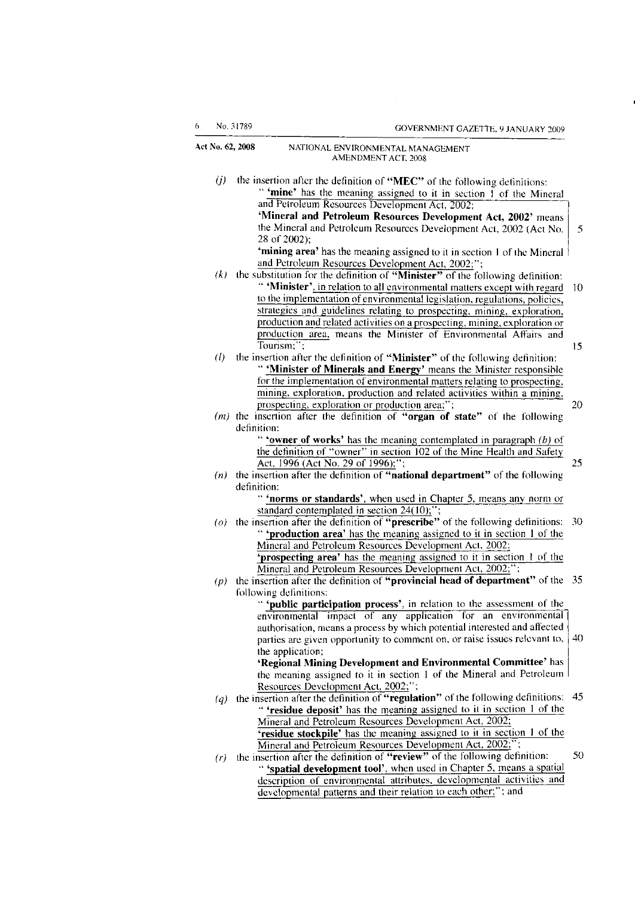(*j*) the insertion after the definition of **"MEC"** of the following definitions:

" **'mine'** has the meaning assigned to it in section 1 of the Mineral and Petroleum Resources Development Act, 2002;

**'Mineral and Petroleum Resources Development Act, 2002'** means the Mineral and Petroleum Resources Development Act, 2002 (Act No. 28 of 2002);

**'mining area'** has the meaning assigned to it in section 1 of the Mineral and Petroleum Resources Development Act, 2002;";

(*k*) the substitution for the definition of **"Minister"** of the following definition:

" **'Minister'**, in relation to all environmental matters except with regard to the implementation of environmental legislation, regulations, policies, strategies and guidelines relating to prospecting, mining, exploration, production and related activities on a prospecting, mining, exploration or production area, means the Minister of Environmental Affairs and Tourism;";

(*l*) the insertion after the definition of **"Minister"** of the following definition:

" **'Minister of Minerals and Energy'** means the Minister responsible for the implementation of environmental matters relating to prospecting, mining, exploration, production and related activities within a mining, prospecting, exploration or production area;";

(*m*) the insertion after the definition of **"organ of state"** of the following definition:

" **'owner of works'** has the meaning contemplated in paragraph (*b*) of the definition of "owner" in section 102 of the Mine Health and Safety Act, 1996 (Act No. 29 of 1996);";

(*n*) the insertion after the definition of **"national department"** of the following definition:

" **'norms or standards'**, when used in Chapter 5, means any norm or standard contemplated in section 24(10);";

(*o*) the insertion after the definition of **"prescribe"** of the following definitions:

" **'production area'** has the meaning assigned to it in section 1 of the Mineral and Petroleum Resources Development Act, 2002;

**'prospecting area'** has the meaning assigned to it in section 1 of the Mineral and Petroleum Resources Development Act, 2002;";

(*p*) the insertion after the definition of **"provincial head of department"** of the following definitions:

" **'public participation process'**, in relation to the assessment of the environmental impact of any application for an environmental authorisation, means a process by which potential interested and affected parties are given opportunity to comment on, or raise issues relevant to, the application;

**'Regional Mining Development and Environmental Committee'** has the meaning assigned to it in section 1 of the Mineral and Petroleum Resources Development Act, 2002;";

(*q*) the insertion after the definition of **"regulation"** of the following definitions:

" **'residue deposit'** has the meaning assigned to it in section 1 of the Mineral and Petroleum Resources Development Act, 2002;

**'residue stockpile'** has the meaning assigned to it in section 1 of the Mineral and Petroleum Resources Development Act, 2002;";

(*r*) the insertion after the definition of **"review"** of the following definition:

" **'spatial development tool'**, when used in Chapter 5, means a spatial description of environmental attributes, developmental activities and developmental patterns and their relation to each other;"; and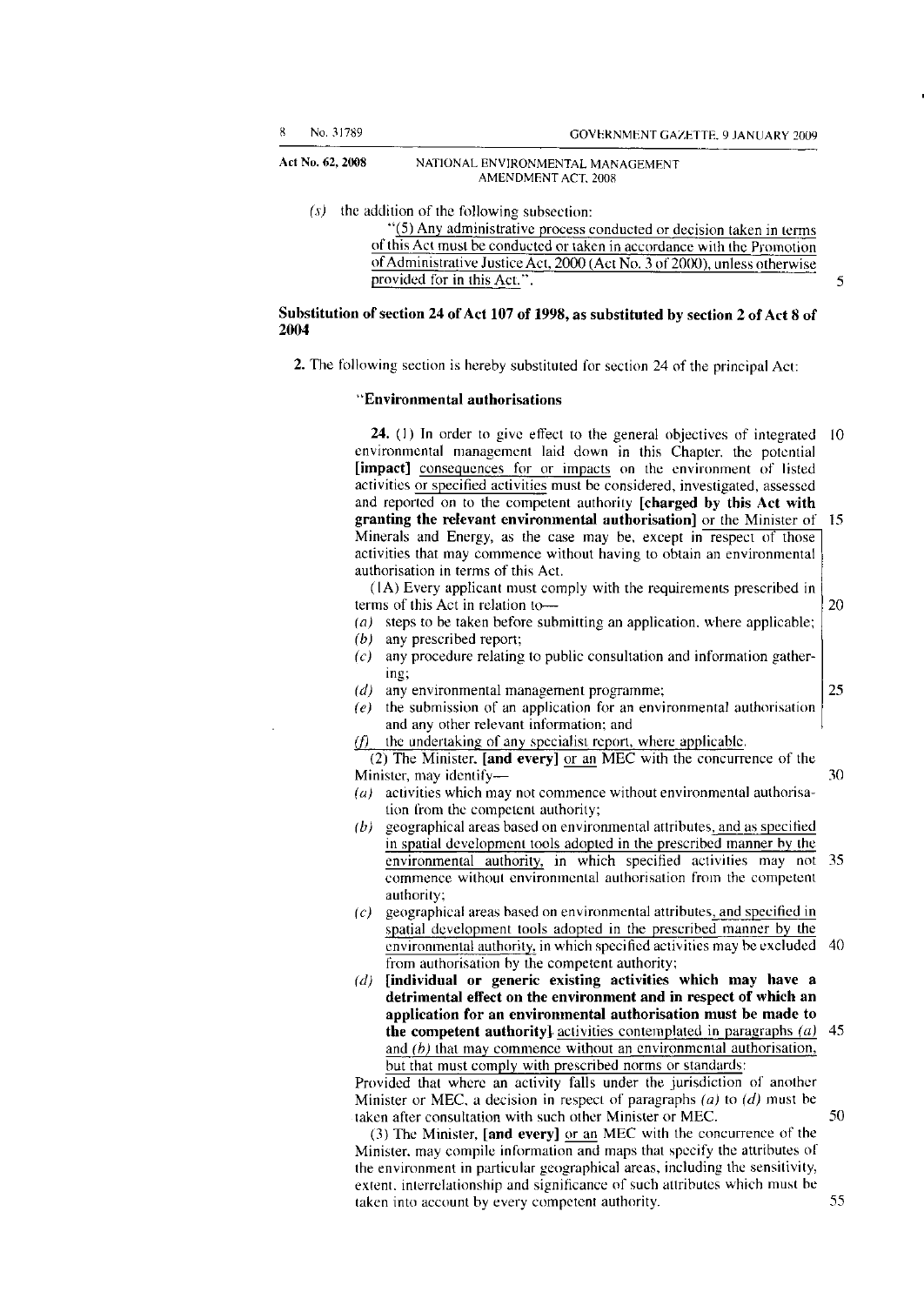(s) the addition of the following subsection:

"(5) Any administrative process conducted or decision taken in terms of this Act must be conducted or taken in accordance with the Promotion of Administrative Justice Act, 2000 (Act No. 3 of 2000), unless otherwise provided for in this Act.".

**Substitution of section 24 of Act 107 of 1998, as substituted by section 2 of Act 8 of 2004**

2. The following section is hereby substituted for section 24 of the principal Act:

"**Environmental authorisations**

**24.** (1) In order to give effect to the general objectives of integrated environmental management laid down in this Chapter, the potential **[impact]** consequences for or impacts on the environment of listed activities or specified activities must be considered, investigated, assessed and reported on to the competent authority **[charged by this Act with granting the relevant environmental authorisation]** or the Minister of Minerals and Energy, as the case may be, except in respect of those activities that may commence without having to obtain an environmental authorisation in terms of this Act.

(1A) Every applicant must comply with the requirements prescribed in terms of this Act in relation to—

(a) steps to be taken before submitting an application, where applicable;
(b) any prescribed report;
(c) any procedure relating to public consultation and information gathering;
(d) any environmental management programme;
(e) the submission of an application for an environmental authorisation and any other relevant information; and
(f) the undertaking of any specialist report, where applicable.

(2) The Minister, **[and every]** or an MEC with the concurrence of the Minister, may identify—

(a) activities which may not commence without environmental authorisation from the competent authority;
(b) geographical areas based on environmental attributes, and as specified in spatial development tools adopted in the prescribed manner by the environmental authority, in which specified activities may not commence without environmental authorisation from the competent authority;
(c) geographical areas based on environmental attributes, and specified in spatial development tools adopted in the prescribed manner by the environmental authority, in which specified activities may be excluded from authorisation by the competent authority;
(d) **[individual or generic existing activities which may have a detrimental effect on the environment and in respect of which an application for an environmental authorisation must be made to the competent authority]** activities contemplated in paragraphs (a) and (b) that may commence without an environmental authorisation, but that must comply with prescribed norms or standards:

Provided that where an activity falls under the jurisdiction of another Minister or MEC, a decision in respect of paragraphs (a) to (d) must be taken after consultation with such other Minister or MEC.

(3) The Minister, **[and every]** or an MEC with the concurrence of the Minister, may compile information and maps that specify the attributes of the environment in particular geographical areas, including the sensitivity, extent, interrelationship and significance of such attributes which must be taken into account by every competent authority.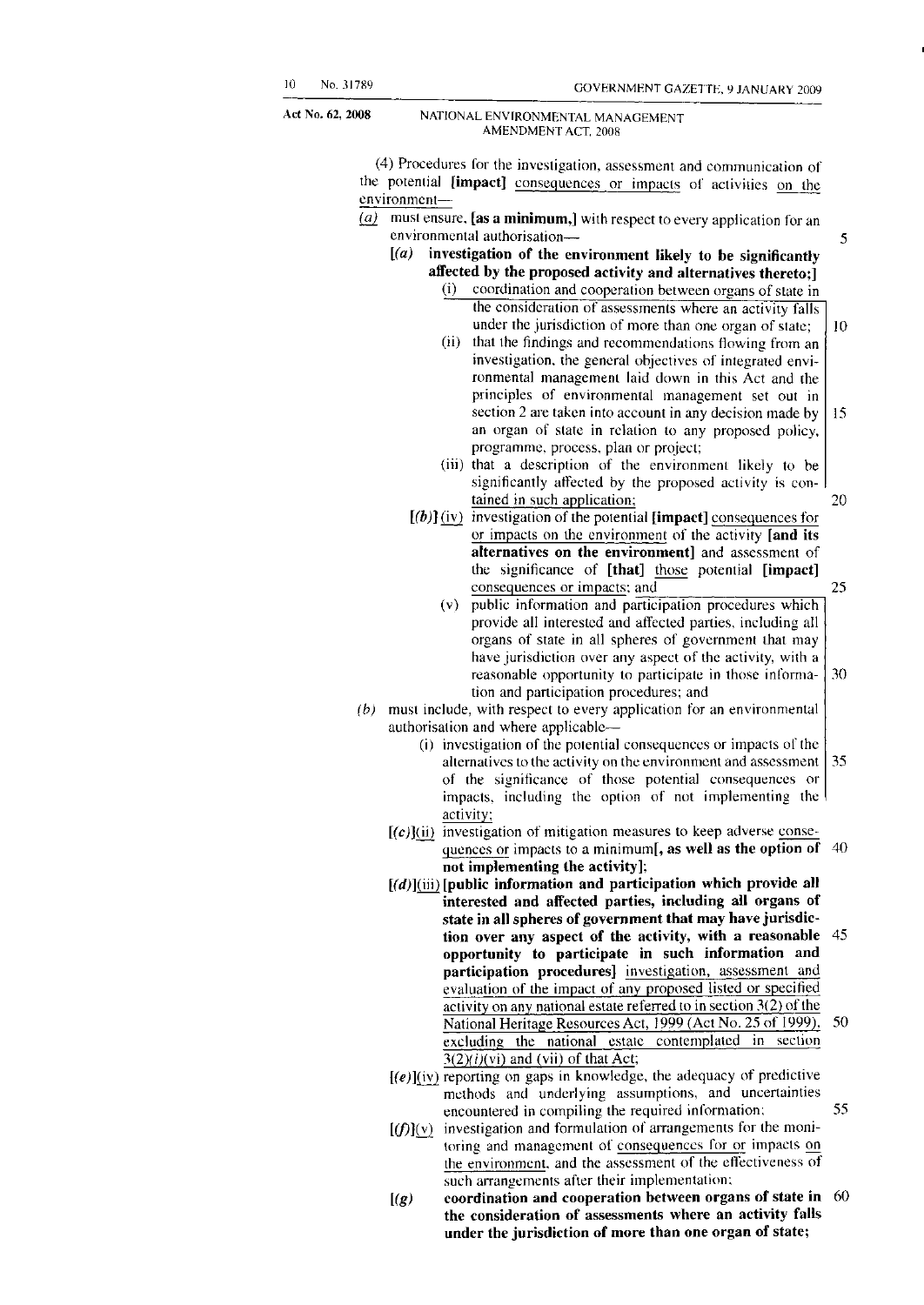(4) Procedures for the investigation, assessment and communication of the potential **[impact]** consequences or impacts of activities on the environment—

(a) must ensure, **[as a minimum,]** with respect to every application for an environmental authorisation—

**[(a) investigation of the environment likely to be significantly affected by the proposed activity and alternatives thereto;]**

(i) coordination and cooperation between organs of state in the consideration of assessments where an activity falls under the jurisdiction of more than one organ of state;

(ii) that the findings and recommendations flowing from an investigation, the general objectives of integrated environmental management laid down in this Act and the principles of environmental management set out in section 2 are taken into account in any decision made by an organ of state in relation to any proposed policy, programme, process, plan or project;

(iii) that a description of the environment likely to be significantly affected by the proposed activity is contained in such application;

[(b)] (iv) investigation of the potential **[impact]** consequences for or impacts on the environment of the activity **[and its alternatives on the environment]** and assessment of the significance of **[that]** those potential **[impact]** consequences or impacts; and

(v) public information and participation procedures which provide all interested and affected parties, including all organs of state in all spheres of government that may have jurisdiction over any aspect of the activity, with a reasonable opportunity to participate in those information and participation procedures; and

(b) must include, with respect to every application for an environmental authorisation and where applicable—

(i) investigation of the potential consequences or impacts of the alternatives to the activity on the environment and assessment of the significance of those potential consequences or impacts, including the option of not implementing the activity;

[(c)](ii) investigation of mitigation measures to keep adverse consequences or impacts to a minimum**[, as well as the option of not implementing the activity]**;

[(d)](iii) **[public information and participation which provide all interested and affected parties, including all organs of state in all spheres of government that may have jurisdiction over any aspect of the activity, with a reasonable opportunity to participate in such information and participation procedures]** investigation, assessment and evaluation of the impact of any proposed listed or specified activity on any national estate referred to in section 3(2) of the National Heritage Resources Act, 1999 (Act No. 25 of 1999), excluding the national estate contemplated in section 3(2)(*i*)(vi) and (vii) of that Act;

[(e)](iv) reporting on gaps in knowledge, the adequacy of predictive methods and underlying assumptions, and uncertainties encountered in compiling the required information;

[(f)](v) investigation and formulation of arrangements for the monitoring and management of consequences for or impacts on the environment, and the assessment of the effectiveness of such arrangements after their implementation;

**[(g) coordination and cooperation between organs of state in the consideration of assessments where an activity falls under the jurisdiction of more than one organ of state;**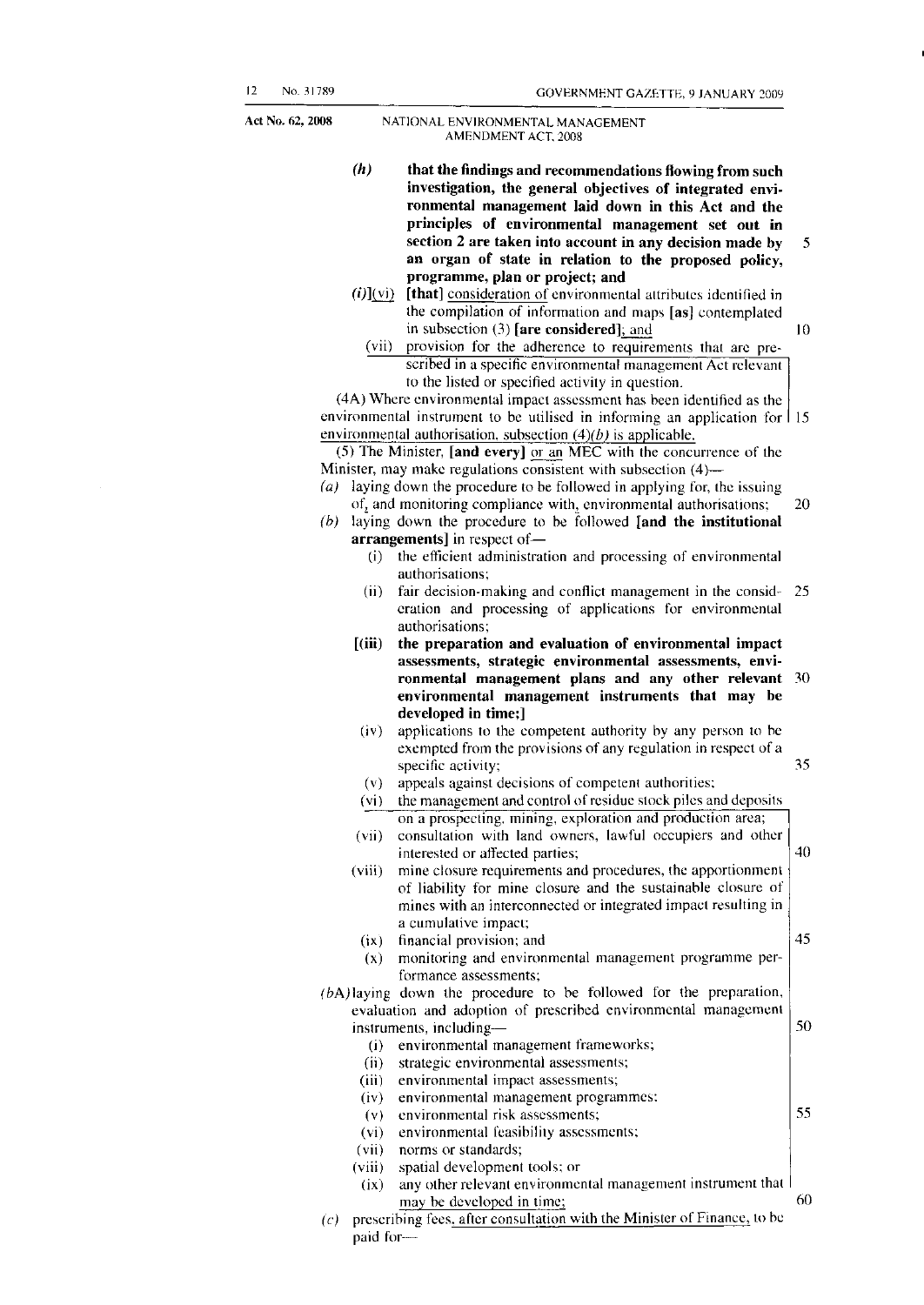**(h) that the findings and recommendations flowing from such investigation, the general objectives of integrated environmental management laid down in this Act and the principles of environmental management set out in section 2 are taken into account in any decision made by an organ of state in relation to the proposed policy, programme, plan or project; and**

*(i)*](vi) **[that]** consideration of environmental attributes identified in the compilation of information and maps **[as]** contemplated in subsection (3) **[are considered]**; and

(vii) provision for the adherence to requirements that are prescribed in a specific environmental management Act relevant to the listed or specified activity in question.

(4A) Where environmental impact assessment has been identified as the environmental instrument to be utilised in informing an application for environmental authorisation, subsection (4)*(b)* is applicable.

(5) The Minister, **[and every]** or an MEC with the concurrence of the Minister, may make regulations consistent with subsection (4)—

*(a)* laying down the procedure to be followed in applying for, the issuing of, and monitoring compliance with, environmental authorisations;

*(b)* laying down the procedure to be followed **[and the institutional arrangements]** in respect of—

(i) the efficient administration and processing of environmental authorisations;

(ii) fair decision-making and conflict management in the consideration and processing of applications for environmental authorisations;

**[(iii) the preparation and evaluation of environmental impact assessments, strategic environmental assessments, environmental management plans and any other relevant environmental management instruments that may be developed in time;]**

(iv) applications to the competent authority by any person to be exempted from the provisions of any regulation in respect of a specific activity;

(v) appeals against decisions of competent authorities;

(vi) the management and control of residue stock piles and deposits on a prospecting, mining, exploration and production area;

(vii) consultation with land owners, lawful occupiers and other interested or affected parties;

(viii) mine closure requirements and procedures, the apportionment of liability for mine closure and the sustainable closure of mines with an interconnected or integrated impact resulting in a cumulative impact;

(ix) financial provision; and

(x) monitoring and environmental management programme performance assessments;

*(b*A*)* laying down the procedure to be followed for the preparation, evaluation and adoption of prescribed environmental management instruments, including—

(i) environmental management frameworks;

(ii) strategic environmental assessments;

(iii) environmental impact assessments;

(iv) environmental management programmes;

(v) environmental risk assessments;

(vi) environmental feasibility assessments;

(vii) norms or standards;

(viii) spatial development tools; or

(ix) any other relevant environmental management instrument that may be developed in time;

*(c)* prescribing fees, after consultation with the Minister of Finance, to be paid for—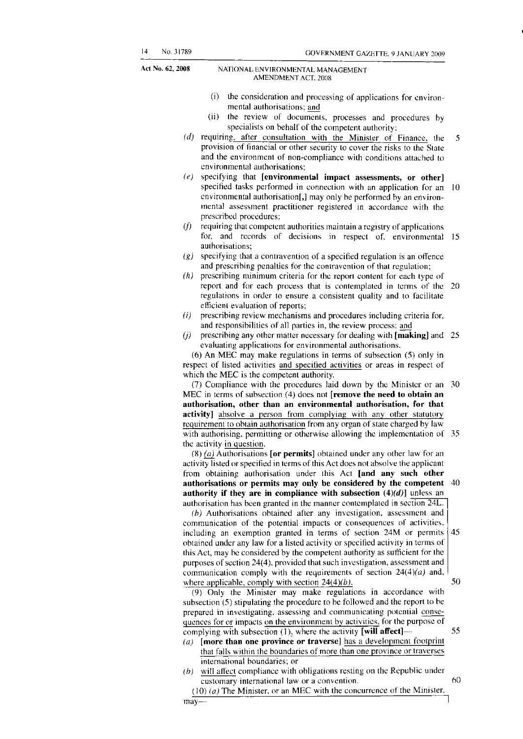(i) the consideration and processing of applications for environmental authorisations; and

(ii) the review of documents, processes and procedures by specialists on behalf of the competent authority;

*(d)* requiring, after consultation with the Minister of Finance, the provision of financial or other security to cover the risks to the State and the environment of non-compliance with conditions attached to environmental authorisations;

*(e)* specifying that **[environmental impact assessments, or other]** specified tasks performed in connection with an application for an environmental authorisation[,] may only be performed by an environmental assessment practitioner registered in accordance with the prescribed procedures;

*(f)* requiring that competent authorities maintain a registry of applications for, and records of decisions in respect of, environmental authorisations;

*(g)* specifying that a contravention of a specified regulation is an offence and prescribing penalties for the contravention of that regulation;

*(h)* prescribing minimum criteria for the report content for each type of report and for each process that is contemplated in terms of the regulations in order to ensure a consistent quality and to facilitate efficient evaluation of reports;

*(i)* prescribing review mechanisms and procedures including criteria for, and responsibilities of all parties in, the review process; and

*(j)* prescribing any other matter necessary for dealing with **[making]** and evaluating applications for environmental authorisations.

(6) An MEC may make regulations in terms of subsection (5) only in respect of listed activities and specified activities or areas in respect of which the MEC is the competent authority.

(7) Compliance with the procedures laid down by the Minister or an MEC in terms of subsection (4) does not **[remove the need to obtain an authorisation, other than an environmental authorisation, for that activity]** absolve a person from complying with any other statutory requirement to obtain authorisation from any organ of state charged by law with authorising, permitting or otherwise allowing the implementation of the activity in question.

(8) *(a)* Authorisations **[or permits]** obtained under any other law for an activity listed or specified in terms of this Act does not absolve the applicant from obtaining authorisation under this Act **[and any such other authorisations or permits may only be considered by the competent authority if they are in compliance with subsection (4)*(d)*]** unless an authorisation has been granted in the manner contemplated in section 24L.

*(b)* Authorisations obtained after any investigation, assessment and communication of the potential impacts or consequences of activities, including an exemption granted in terms of section 24M or permits obtained under any law for a listed activity or specified activity in terms of this Act, may be considered by the competent authority as sufficient for the purposes of section 24(4), provided that such investigation, assessment and communication comply with the requirements of section 24(4)*(a)* and, where applicable, comply with section 24(4)*(b)*.

(9) Only the Minister may make regulations in accordance with subsection (5) stipulating the procedure to be followed and the report to be prepared in investigating, assessing and communicating potential consequences for or impacts on the environment by activities, for the purpose of complying with subsection (1), where the activity **[will affect]**—

*(a)* **[more than one province or traverse]** has a development footprint that falls within the boundaries of more than one province or traverses international boundaries; or

*(b)* will affect compliance with obligations resting on the Republic under customary international law or a convention.

(10) *(a)* The Minister, or an MEC with the concurrence of the Minister, may—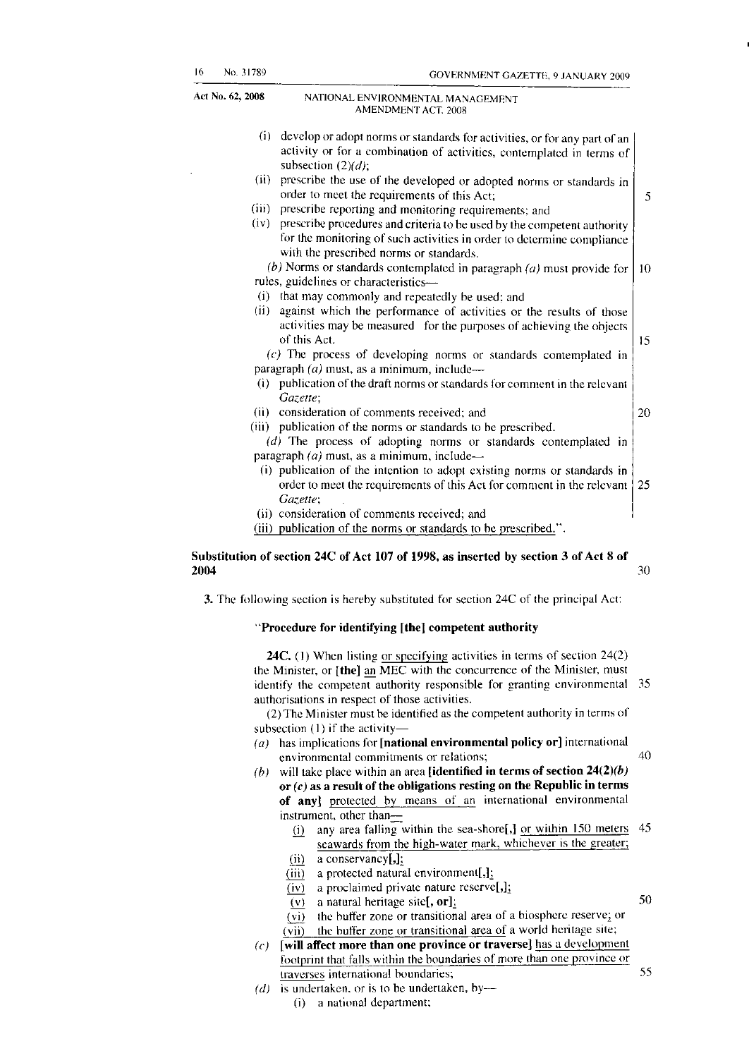(i) develop or adopt norms or standards for activities, or for any part of an activity or for a combination of activities, contemplated in terms of subsection (2)*(d)*;

(ii) prescribe the use of the developed or adopted norms or standards in order to meet the requirements of this Act;

(iii) prescribe reporting and monitoring requirements; and

(iv) prescribe procedures and criteria to be used by the competent authority for the monitoring of such activities in order to determine compliance with the prescribed norms or standards.

*(b)* Norms or standards contemplated in paragraph *(a)* must provide for rules, guidelines or characteristics—

(i) that may commonly and repeatedly be used; and

(ii) against which the performance of activities or the results of those activities may be measured for the purposes of achieving the objects of this Act.

*(c)* The process of developing norms or standards contemplated in paragraph *(a)* must, as a minimum, include—

(i) publication of the draft norms or standards for comment in the relevant *Gazette*;

(ii) consideration of comments received; and

(iii) publication of the norms or standards to be prescribed.

*(d)* The process of adopting norms or standards contemplated in paragraph *(a)* must, as a minimum, include—

(i) publication of the intention to adopt existing norms or standards in order to meet the requirements of this Act for comment in the relevant *Gazette*;

(ii) consideration of comments received; and

(iii) publication of the norms or standards to be prescribed.".

**Substitution of section 24C of Act 107 of 1998, as inserted by section 3 of Act 8 of 2004**

**3.** The following section is hereby substituted for section 24C of the principal Act:

"**Procedure for identifying [the] competent authority**

**24C.** (1) When listing or specifying activities in terms of section 24(2) the Minister, or **[the]** an MEC with the concurrence of the Minister, must identify the competent authority responsible for granting environmental authorisations in respect of those activities.

(2) The Minister must be identified as the competent authority in terms of subsection (1) if the activity—

*(a)* has implications for **[national environmental policy or]** international environmental commitments or relations;

*(b)* will take place within an area **[identified in terms of section 24(2)*(b)* or *(c)* as a result of the obligations resting on the Republic in terms of any]** protected by means of an international environmental instrument, other than—

(i) any area falling within the sea-shore**[,]** or within 150 meters seawards from the high-water mark, whichever is the greater;

(ii) a conservancy**[,]**;

(iii) a protected natural environment**[,]**;

(iv) a proclaimed private nature reserve**[,]**;

(v) a natural heritage site**[, or]**;

(vi) the buffer zone or transitional area of a biosphere reserve; or

(vii) the buffer zone or transitional area of a world heritage site;

*(c)* **[will affect more than one province or traverse]** has a development footprint that falls within the boundaries of more than one province or traverses international boundaries;

*(d)* is undertaken, or is to be undertaken, by—

(i) a national department;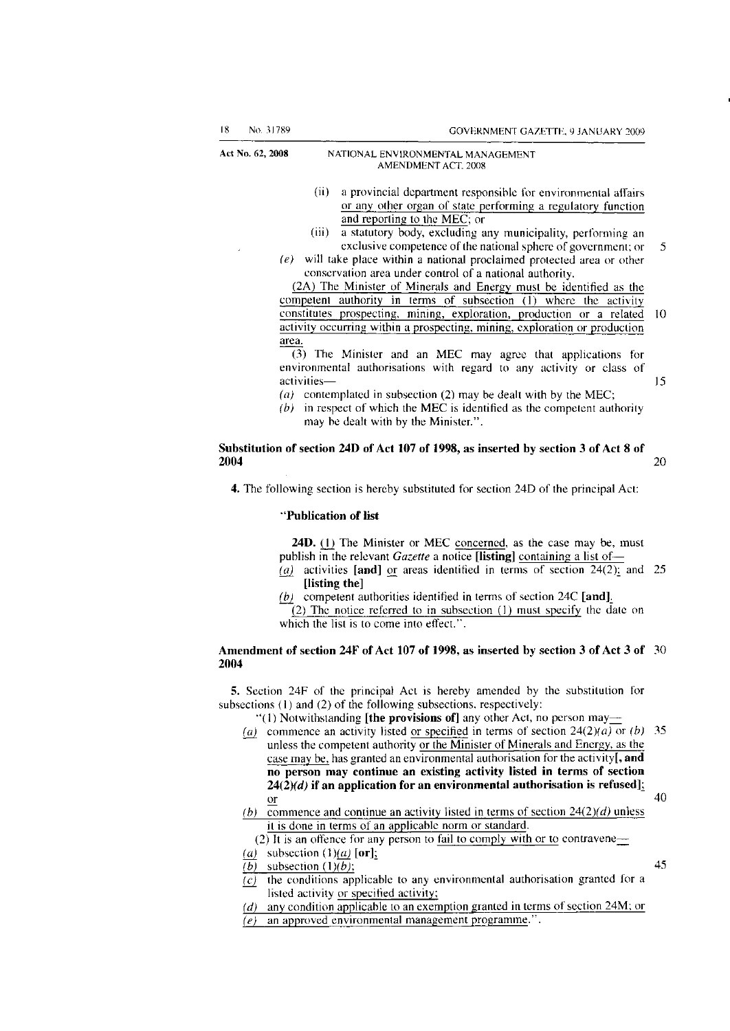(ii) a provincial department responsible for environmental affairs or any other organ of state performing a regulatory function and reporting to the MEC; or

(iii) a statutory body, excluding any municipality, performing an exclusive competence of the national sphere of government; or

*(e)* will take place within a national proclaimed protected area or other conservation area under control of a national authority.

(2A) The Minister of Minerals and Energy must be identified as the competent authority in terms of subsection (1) where the activity constitutes prospecting, mining, exploration, production or a related activity occurring within a prospecting, mining, exploration or production area.

(3) The Minister and an MEC may agree that applications for environmental authorisations with regard to any activity or class of activities—

*(a)* contemplated in subsection (2) may be dealt with by the MEC;

*(b)* in respect of which the MEC is identified as the competent authority may be dealt with by the Minister.".

**Substitution of section 24D of Act 107 of 1998, as inserted by section 3 of Act 8 of 2004**

**4.** The following section is hereby substituted for section 24D of the principal Act:

**"Publication of list**

**24D.** (1) The Minister or MEC concerned, as the case may be, must publish in the relevant *Gazette* a notice **[listing]** containing a list of—

*(a)* activities **[and]** or areas identified in terms of section 24(2); and **[listing the]**

*(b)* competent authorities identified in terms of section 24C **[and]**.

(2) The notice referred to in subsection (1) must specify the date on which the list is to come into effect.".

**Amendment of section 24F of Act 107 of 1998, as inserted by section 3 of Act 3 of 2004**

**5.** Section 24F of the principal Act is hereby amended by the substitution for subsections (1) and (2) of the following subsections, respectively:

"(1) Notwithstanding **[the provisions of]** any other Act, no person may—

*(a)* commence an activity listed or specified in terms of section 24(2)*(a)* or *(b)* unless the competent authority or the Minister of Minerals and Energy, as the case may be, has granted an environmental authorisation for the activity**[, and no person may continue an existing activity listed in terms of section 24(2)*(d)* if an application for an environmental authorisation is refused]**; or

*(b)* commence and continue an activity listed in terms of section 24(2)*(d)* unless it is done in terms of an applicable norm or standard.

(2) It is an offence for any person to fail to comply with or to contravene—

*(a)* subsection (1)*(a)* **[or]**;

*(b)* subsection (1)*(b)*;

*(c)* the conditions applicable to any environmental authorisation granted for a listed activity or specified activity;

*(d)* any condition applicable to an exemption granted in terms of section 24M; or

*(e)* an approved environmental management programme.".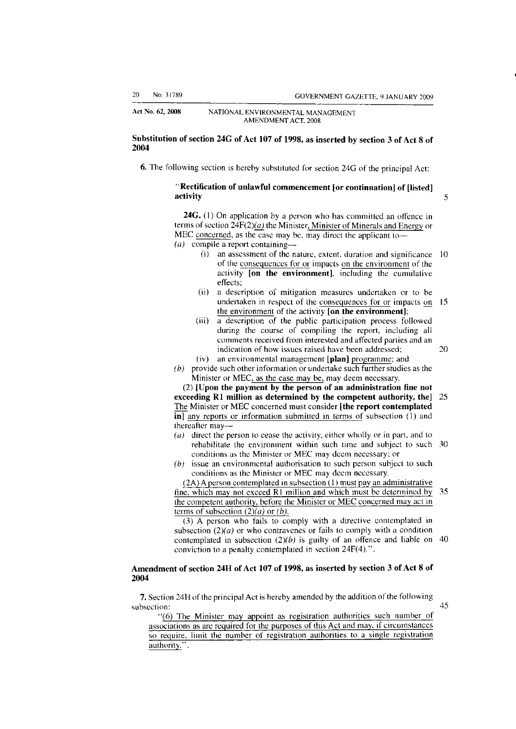**Substitution of section 24G of Act 107 of 1998, as inserted by section 3 of Act 8 of 2004**

**6.** The following section is hereby substituted for section 24G of the principal Act:

> "**Rectification of unlawful commencement [or continuation] of [listed] activity**
>
> **24G.** (1) On application by a person who has committed an offence in terms of section 24F(2)*(a)* the Minister, Minister of Minerals and Energy or MEC concerned, as the case may be, may direct the applicant to—
>
> *(a)* compile a report containing—
>
> (i) an assessment of the nature, extent, duration and significance of the consequences for or impacts on the environment of the activity **[on the environment]**, including the cumulative effects;
>
> (ii) a description of mitigation measures undertaken or to be undertaken in respect of the consequences for or impacts on the environment of the activity **[on the environment]**;
>
> (iii) a description of the public participation process followed during the course of compiling the report, including all comments received from interested and affected parties and an indication of how issues raised have been addressed;
>
> (iv) an environmental management **[plan]** programme; and
>
> *(b)* provide such other information or undertake such further studies as the Minister or MEC, as the case may be, may deem necessary.
>
> (2) **[Upon the payment by the person of an administration fine not exceeding R1 million as determined by the competent authority, the]** The Minister or MEC concerned must consider **[the report contemplated in]** any reports or information submitted in terms of subsection (1) and thereafter may—
>
> *(a)* direct the person to cease the activity, either wholly or in part, and to rehabilitate the environment within such time and subject to such conditions as the Minister or MEC may deem necessary; or
>
> *(b)* issue an environmental authorisation to such person subject to such conditions as the Minister or MEC may deem necessary.
>
> (2A) A person contemplated in subsection (1) must pay an administrative fine, which may not exceed R1 million and which must be determined by the competent authority, before the Minister or MEC concerned may act in terms of subsection (2)*(a)* or *(b)*.
>
> (3) A person who fails to comply with a directive contemplated in subsection (2)*(a)* or who contravenes or fails to comply with a condition contemplated in subsection (2)*(b)* is guilty of an offence and liable on conviction to a penalty contemplated in section 24F(4).".

**Amendment of section 24H of Act 107 of 1998, as inserted by section 3 of Act 8 of 2004**

**7.** Section 24H of the principal Act is hereby amended by the addition of the following subsection:

> "(6) The Minister may appoint as registration authorities such number of associations as are required for the purposes of this Act and may, if circumstances so require, limit the number of registration authorities to a single registration authority.".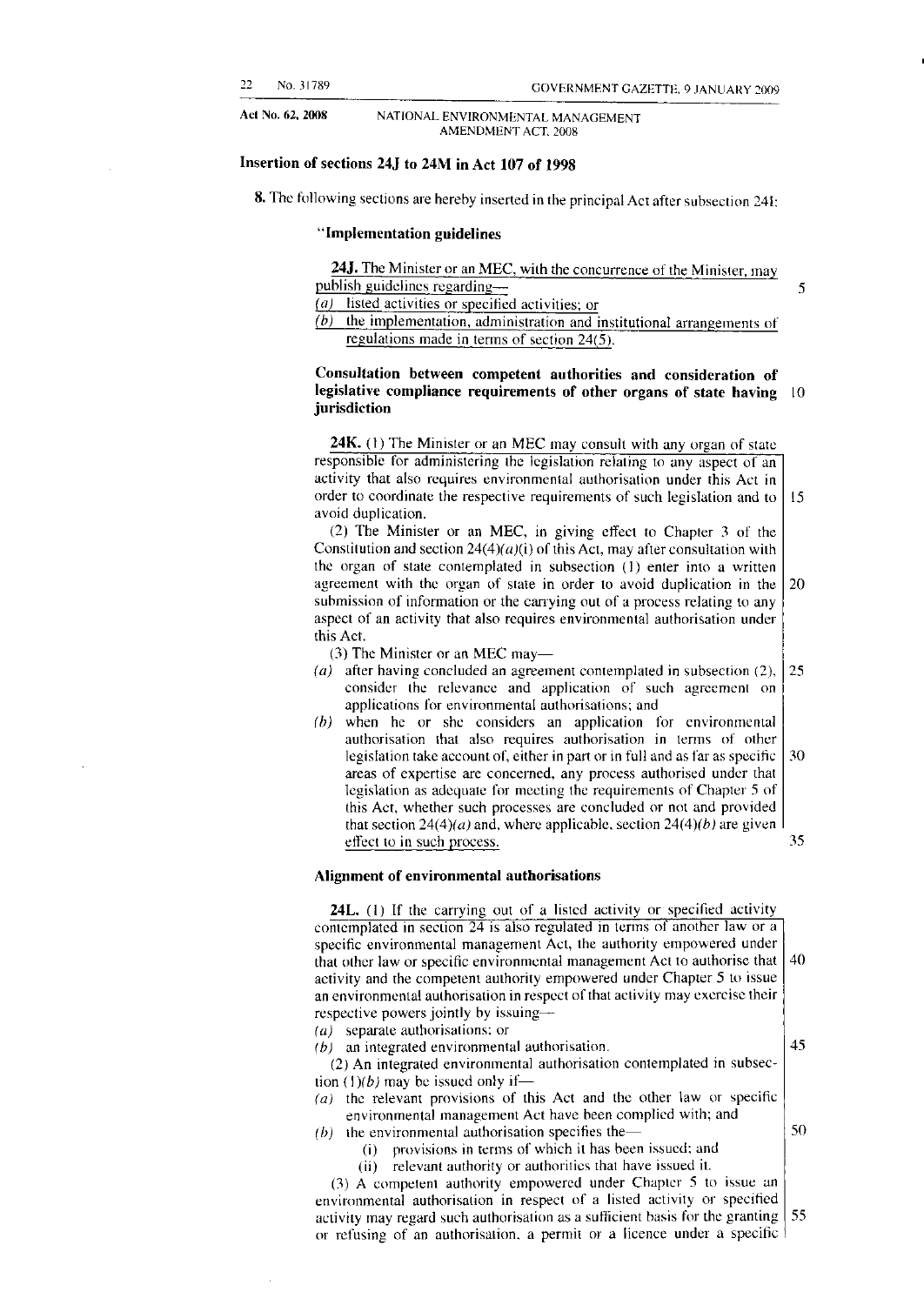## Insertion of sections 24J to 24M in Act 107 of 1998

**8.** The following sections are hereby inserted in the principal Act after subsection 24I:

### "Implementation guidelines

**24J.** The Minister or an MEC, with the concurrence of the Minister, may publish guidelines regarding—

*(a)* listed activities or specified activities; or

*(b)* the implementation, administration and institutional arrangements of regulations made in terms of section 24(5).

### Consultation between competent authorities and consideration of legislative compliance requirements of other organs of state having jurisdiction

**24K.** (1) The Minister or an MEC may consult with any organ of state responsible for administering the legislation relating to any aspect of an activity that also requires environmental authorisation under this Act in order to coordinate the respective requirements of such legislation and to avoid duplication.

(2) The Minister or an MEC, in giving effect to Chapter 3 of the Constitution and section 24(4)*(a)*(i) of this Act, may after consultation with the organ of state contemplated in subsection (1) enter into a written agreement with the organ of state in order to avoid duplication in the submission of information or the carrying out of a process relating to any aspect of an activity that also requires environmental authorisation under this Act.

(3) The Minister or an MEC may—

*(a)* after having concluded an agreement contemplated in subsection (2), consider the relevance and application of such agreement on applications for environmental authorisations; and

*(b)* when he or she considers an application for environmental authorisation that also requires authorisation in terms of other legislation take account of, either in part or in full and as far as specific areas of expertise are concerned, any process authorised under that legislation as adequate for meeting the requirements of Chapter 5 of this Act, whether such processes are concluded or not and provided that section 24(4)*(a)* and, where applicable, section 24(4)*(b)* are given effect to in such process.

### Alignment of environmental authorisations

**24L.** (1) If the carrying out of a listed activity or specified activity contemplated in section 24 is also regulated in terms of another law or a specific environmental management Act, the authority empowered under that other law or specific environmental management Act to authorise that activity and the competent authority empowered under Chapter 5 to issue an environmental authorisation in respect of that activity may exercise their respective powers jointly by issuing—

*(a)* separate authorisations; or

*(b)* an integrated environmental authorisation.

(2) An integrated environmental authorisation contemplated in subsection (1)*(b)* may be issued only if—

*(a)* the relevant provisions of this Act and the other law or specific environmental management Act have been complied with; and

*(b)* the environmental authorisation specifies the—

(i) provisions in terms of which it has been issued; and

(ii) relevant authority or authorities that have issued it.

(3) A competent authority empowered under Chapter 5 to issue an environmental authorisation in respect of a listed or specified activity may regard such authorisation as a sufficient basis for the granting or refusing of an authorisation, a permit or a licence under a specific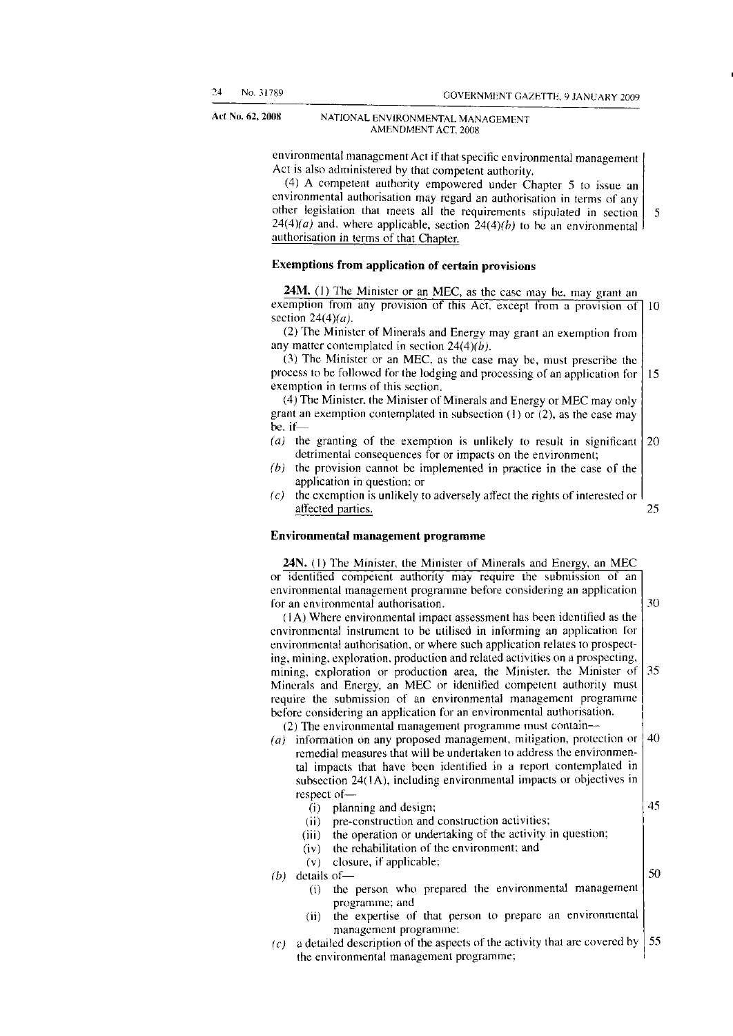environmental management Act if that specific environmental management Act is also administered by that competent authority.

(4) A competent authority empowered under Chapter 5 to issue an environmental authorisation may regard an authorisation in terms of any other legislation that meets all the requirements stipulated in section 24(4)*(a)* and, where applicable, section 24(4)*(b)* to be an environmental authorisation in terms of that Chapter.

**Exemptions from application of certain provisions**

**24M.** (1) The Minister or an MEC, as the case may be, may grant an exemption from any provision of this Act, except from a provision of section 24(4)*(a)*.

(2) The Minister of Minerals and Energy may grant an exemption from any matter contemplated in section 24(4)*(b)*.

(3) The Minister or an MEC, as the case may be, must prescribe the process to be followed for the lodging and processing of an application for exemption in terms of this section.

(4) The Minister, the Minister of Minerals and Energy or MEC may only grant an exemption contemplated in subsection (1) or (2), as the case may be, if—

*(a)* the granting of the exemption is unlikely to result in significant detrimental consequences for or impacts on the environment;

*(b)* the provision cannot be implemented in practice in the case of the application in question; or

*(c)* the exemption is unlikely to adversely affect the rights of interested or affected parties.

**Environmental management programme**

**24N.** (1) The Minister, the Minister of Minerals and Energy, an MEC or identified competent authority may require the submission of an environmental management programme before considering an application for an environmental authorisation.

(1A) Where environmental impact assessment has been identified as the environmental instrument to be utilised in informing an application for environmental authorisation, or where such application relates to prospecting, mining, exploration, production and related activities on a prospecting, mining, exploration or production area, the Minister, the Minister of Minerals and Energy, an MEC or identified competent authority must require the submission of an environmental management programme before considering an application for an environmental authorisation.

(2) The environmental management programme must contain—

*(a)* information on any proposed management, mitigation, protection or remedial measures that will be undertaken to address the environmental impacts that have been identified in a report contemplated in subsection 24(1A), including environmental impacts or objectives in respect of—

  (i) planning and design;

  (ii) pre-construction and construction activities;

  (iii) the operation or undertaking of the activity in question;

  (iv) the rehabilitation of the environment; and

  (v) closure, if applicable;

*(b)* details of—

  (i) the person who prepared the environmental management programme; and

  (ii) the expertise of that person to prepare an environmental management programme;

*(c)* a detailed description of the aspects of the activity that are covered by the environmental management programme;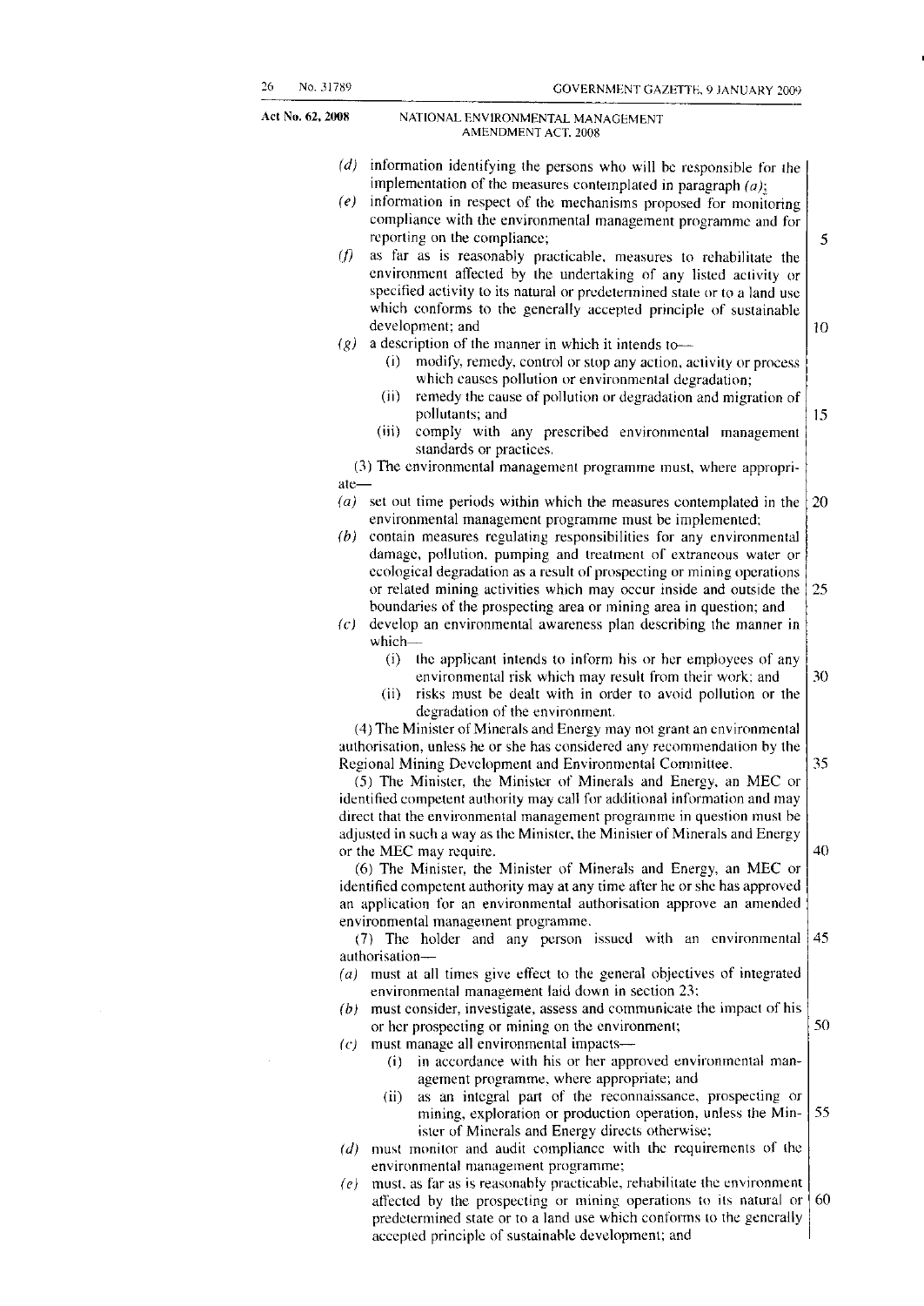(*d*) information identifying the persons who will be responsible for the implementation of the measures contemplated in paragraph (*a*);

(*e*) information in respect of the mechanisms proposed for monitoring compliance with the environmental management programme and for reporting on the compliance;

(*f*) as far as is reasonably practicable, measures to rehabilitate the environment affected by the undertaking of any listed activity or specified activity to its natural or predetermined state or to a land use which conforms to the generally accepted principle of sustainable development; and

(*g*) a description of the manner in which it intends to—

(i) modify, remedy, control or stop any action, activity or process which causes pollution or environmental degradation;

(ii) remedy the cause of pollution or degradation and migration of pollutants; and

(iii) comply with any prescribed environmental management standards or practices.

(3) The environmental management programme must, where appropriate—

(*a*) set out time periods within which the measures contemplated in the environmental management programme must be implemented;

(*b*) contain measures regulating responsibilities for any environmental damage, pollution, pumping and treatment of extraneous water or ecological degradation as a result of prospecting or mining operations or related mining activities which may occur inside and outside the boundaries of the prospecting area or mining area in question; and

(*c*) develop an environmental awareness plan describing the manner in which—

(i) the applicant intends to inform his or her employees of any environmental risk which may result from their work; and

(ii) risks must be dealt with in order to avoid pollution or the degradation of the environment.

(4) The Minister of Minerals and Energy may not grant an environmental authorisation, unless he or she has considered any recommendation by the Regional Mining Development and Environmental Committee.

(5) The Minister, the Minister of Minerals and Energy, an MEC or identified competent authority may call for additional information and may direct that the environmental management programme in question must be adjusted in such a way as the Minister, the Minister of Minerals and Energy or the MEC may require.

(6) The Minister, the Minister of Minerals and Energy, an MEC or identified competent authority may at any time after he or she has approved an application for an environmental authorisation approve an amended environmental management programme.

(7) The holder and any person issued with an environmental authorisation—

(*a*) must at all times give effect to the general objectives of integrated environmental management laid down in section 23;

(*b*) must consider, investigate, assess and communicate the impact of his or her prospecting or mining on the environment;

(*c*) must manage all environmental impacts—

(i) in accordance with his or her approved environmental management programme, where appropriate; and

(ii) as an integral part of the reconnaissance, prospecting or mining, exploration or production operation, unless the Minister of Minerals and Energy directs otherwise;

(*d*) must monitor and audit compliance with the requirements of the environmental management programme;

(*e*) must, as far as is reasonably practicable, rehabilitate the environment affected by the prospecting or mining operations to its natural or predetermined state or to a land use which conforms to the generally accepted principle of sustainable development; and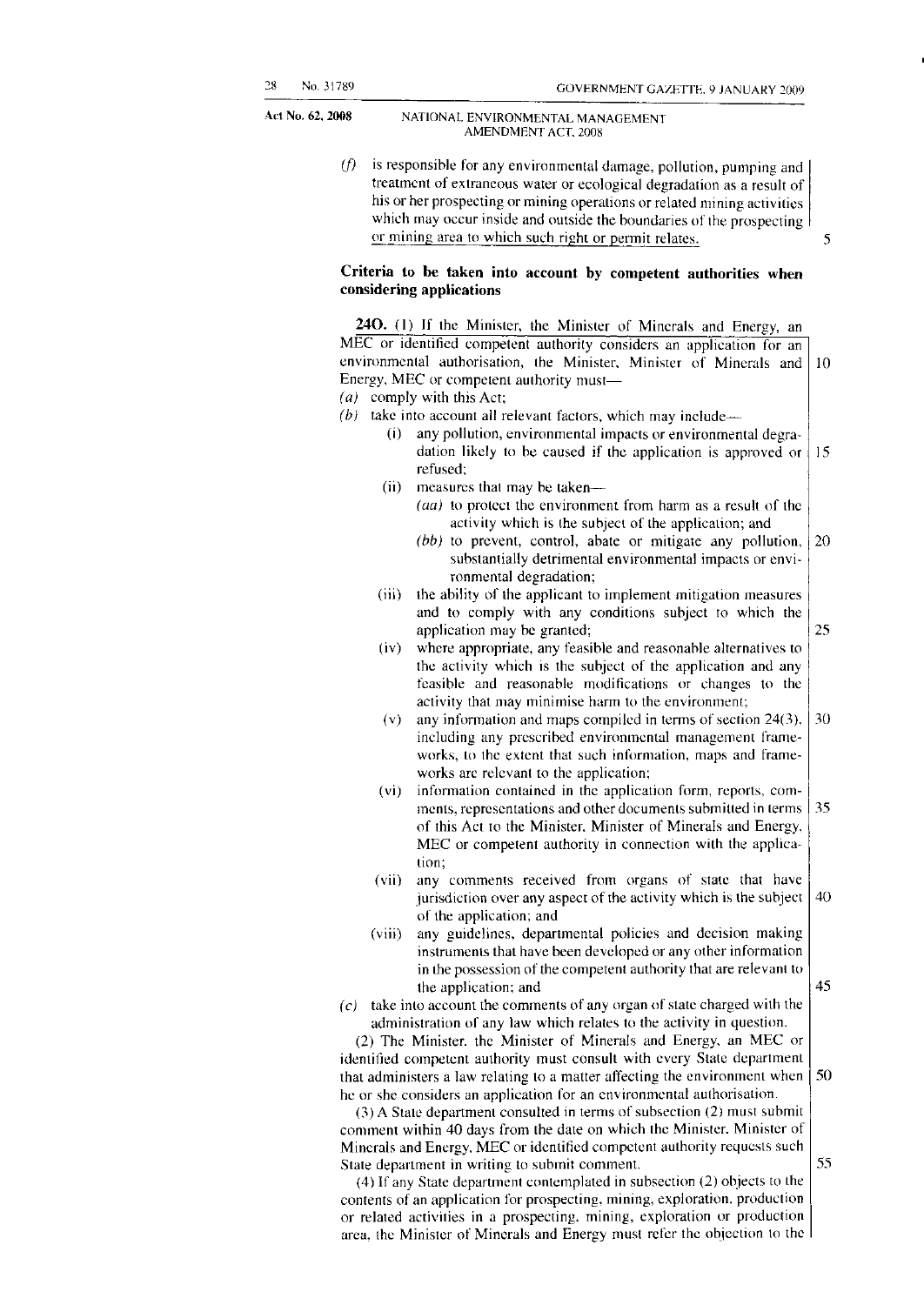(*f*) is responsible for any environmental damage, pollution, pumping and treatment of extraneous water or ecological degradation as a result of his or her prospecting or mining operations or related mining activities which may occur inside and outside the boundaries of the prospecting or mining area to which such right or permit relates.

### Criteria to be taken into account by competent authorities when considering applications

**24O.** (1) If the Minister, the Minister of Minerals and Energy, an MEC or identified competent authority considers an application for an environmental authorisation, the Minister, Minister of Minerals and Energy, MEC or competent authority must—

(*a*) comply with this Act;

(*b*) take into account all relevant factors, which may include—

(i) any pollution, environmental impacts or environmental degradation likely to be caused if the application is approved or refused;

(ii) measures that may be taken—

(*aa*) to protect the environment from harm as a result of the activity which is the subject of the application; and

(*bb*) to prevent, control, abate or mitigate any pollution, substantially detrimental environmental impacts or environmental degradation;

(iii) the ability of the applicant to implement mitigation measures and to comply with any conditions subject to which the application may be granted;

(iv) where appropriate, any feasible and reasonable alternatives to the activity which is the subject of the application and any feasible and reasonable modifications or changes to the activity that may minimise harm to the environment;

(v) any information and maps compiled in terms of section 24(3), including any prescribed environmental management frameworks, to the extent that such information, maps and frameworks are relevant to the application;

(vi) information contained in the application form, reports, comments, representations and other documents submitted in terms of this Act to the Minister, Minister of Minerals and Energy, MEC or competent authority in connection with the application;

(vii) any comments received from organs of state that have jurisdiction over any aspect of the activity which is the subject of the application; and

(viii) any guidelines, departmental policies and decision making instruments that have been developed or any other information in the possession of the competent authority that are relevant to the application; and

(*c*) take into account the comments of any organ of state charged with the administration of any law which relates to the activity in question.

(2) The Minister, the Minister of Minerals and Energy, an MEC or identified competent authority must consult with every State department that administers a law relating to a matter affecting the environment when he or she considers an application for an environmental authorisation.

(3) A State department consulted in terms of subsection (2) must submit comment within 40 days from the date on which the Minister, Minister of Minerals and Energy, MEC or identified competent authority requests such State department in writing to submit comment.

(4) If any State department contemplated in subsection (2) objects to the contents of an application for prospecting, mining, exploration, production or related activities in a prospecting, mining, exploration or production area, the Minister of Minerals and Energy must refer the objection to the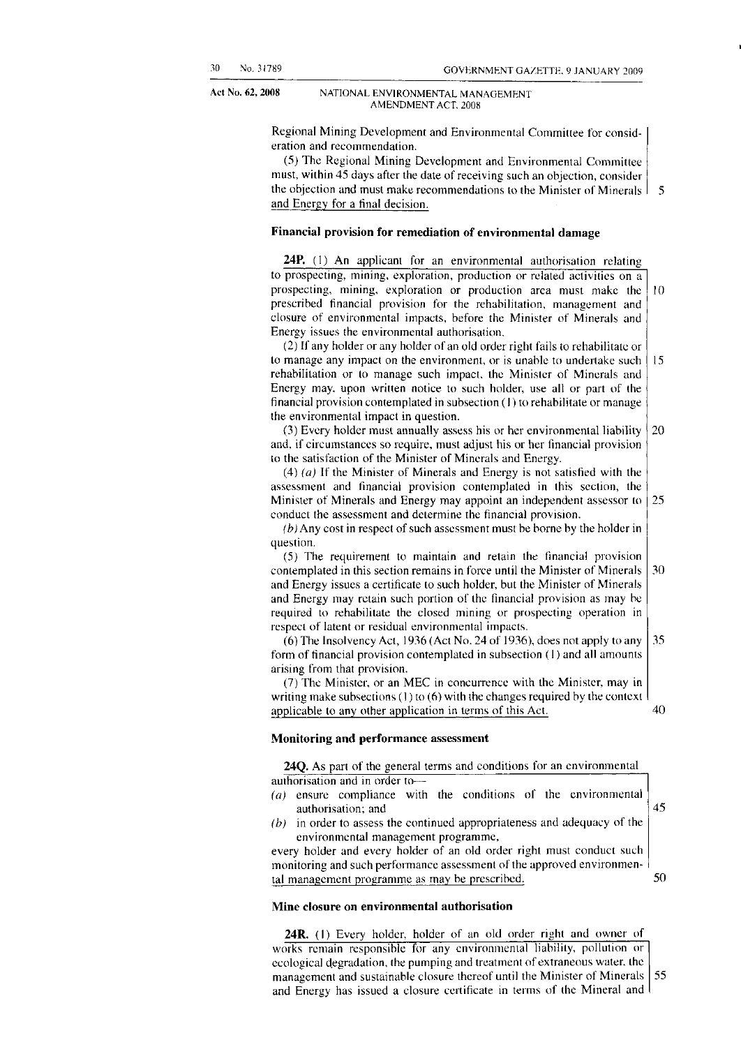Regional Mining Development and Environmental Committee for consideration and recommendation.

(5) The Regional Mining Development and Environmental Committee must, within 45 days after the date of receiving such an objection, consider the objection and must make recommendations to the Minister of Minerals and Energy for a final decision.

**Financial provision for remediation of environmental damage**

**24P.** (1) An applicant for an environmental authorisation relating to prospecting, mining, exploration, production or related activities on a prospecting, mining, exploration or production area must make the prescribed financial provision for the rehabilitation, management and closure of environmental impacts, before the Minister of Minerals and Energy issues the environmental authorisation.

(2) If any holder or any holder of an old order right fails to rehabilitate or to manage any impact on the environment, or is unable to undertake such rehabilitation or to manage such impact, the Minister of Minerals and Energy may, upon written notice to such holder, use all or part of the financial provision contemplated in subsection (1) to rehabilitate or manage the environmental impact in question.

(3) Every holder must annually assess his or her environmental liability and, if circumstances so require, must adjust his or her financial provision to the satisfaction of the Minister of Minerals and Energy.

(4) *(a)* If the Minister of Minerals and Energy is not satisfied with the assessment and financial provision contemplated in this section, the Minister of Minerals and Energy may appoint an independent assessor to conduct the assessment and determine the financial provision.

*(b)* Any cost in respect of such assessment must be borne by the holder in question.

(5) The requirement to maintain and retain the financial provision contemplated in this section remains in force until the Minister of Minerals and Energy issues a certificate to such holder, but the Minister of Minerals and Energy may retain such portion of the financial provision as may be required to rehabilitate the closed mining or prospecting operation in respect of latent or residual environmental impacts.

(6) The Insolvency Act, 1936 (Act No. 24 of 1936), does not apply to any form of financial provision contemplated in subsection (1) and all amounts arising from that provision.

(7) The Minister, or an MEC in concurrence with the Minister, may in writing make subsections (1) to (6) with the changes required by the context applicable to any other application in terms of this Act.

**Monitoring and performance assessment**

**24Q.** As part of the general terms and conditions for an environmental authorisation and in order to—

*(a)* ensure compliance with the conditions of the environmental authorisation; and

*(b)* in order to assess the continued appropriateness and adequacy of the environmental management programme,

every holder and every holder of an old order right must conduct such monitoring and such performance assessment of the approved environmental management programme as may be prescribed.

**Mine closure on environmental authorisation**

**24R.** (1) Every holder, holder of an old order right and owner of works remain responsible for any environmental liability, pollution or ecological degradation, the pumping and treatment of extraneous water, the management and sustainable closure thereof until the Minister of Minerals and Energy has issued a closure certificate in terms of the Mineral and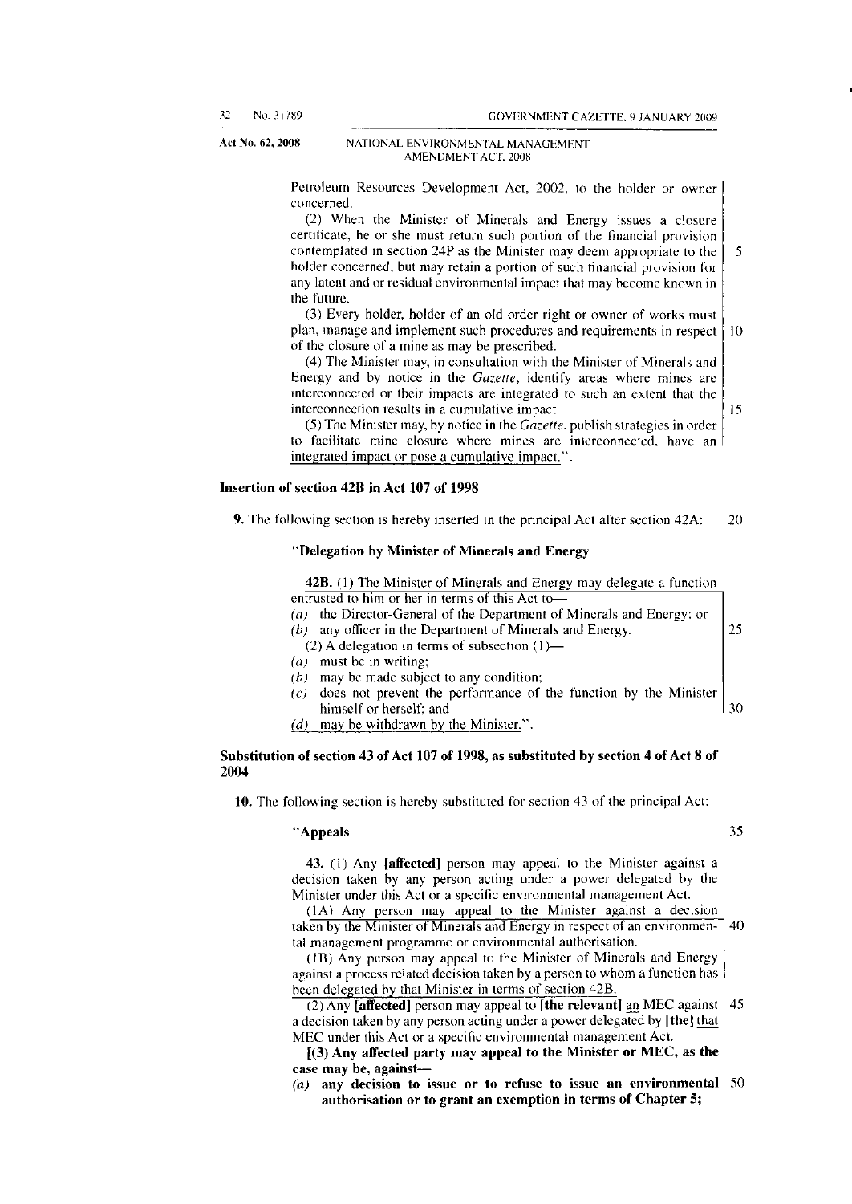Petroleum Resources Development Act, 2002, to the holder or owner concerned.

(2) When the Minister of Minerals and Energy issues a closure certificate, he or she must return such portion of the financial provision contemplated in section 24P as the Minister may deem appropriate to the holder concerned, but may retain a portion of such financial provision for any latent and or residual environmental impact that may become known in the future.

(3) Every holder, holder of an old order right or owner of works must plan, manage and implement such procedures and requirements in respect of the closure of a mine as may be prescribed.

(4) The Minister may, in consultation with the Minister of Minerals and Energy and by notice in the *Gazette*, identify areas where mines are interconnected or their impacts are integrated to such an extent that the interconnection results in a cumulative impact.

(5) The Minister may, by notice in the *Gazette*, publish strategies in order to facilitate mine closure where mines are interconnected, have an integrated impact or pose a cumulative impact.".

### Insertion of section 42B in Act 107 of 1998

**9.** The following section is hereby inserted in the principal Act after section 42A:

**"Delegation by Minister of Minerals and Energy**

**42B.** (1) The Minister of Minerals and Energy may delegate a function entrusted to him or her in terms of this Act to—

*(a)* the Director-General of the Department of Minerals and Energy; or

*(b)* any officer in the Department of Minerals and Energy.

(2) A delegation in terms of subsection (1)—

*(a)* must be in writing;

*(b)* may be made subject to any condition;

*(c)* does not prevent the performance of the function by the Minister himself or herself; and

*(d)* may be withdrawn by the Minister.".

### Substitution of section 43 of Act 107 of 1998, as substituted by section 4 of Act 8 of 2004

**10.** The following section is hereby substituted for section 43 of the principal Act:

**"Appeals**

**43.** (1) Any **[affected]** person may appeal to the Minister against a decision taken by any person acting under a power delegated by the Minister under this Act or a specific environmental management Act.

(1A) Any person may appeal to the Minister against a decision taken by the Minister of Minerals and Energy in respect of an environmental management programme or environmental authorisation.

(1B) Any person may appeal to the Minister of Minerals and Energy against a process related decision taken by a person to whom a function has been delegated by that Minister in terms of section 42B.

(2) Any **[affected]** person may appeal to **[the relevant]** an MEC against a decision taken by any person acting under a power delegated by **[the]** that MEC under this Act or a specific environmental management Act.

**[(3) Any affected party may appeal to the Minister or MEC, as the case may be, against—**

***(a)* any decision to issue or to refuse to issue an environmental authorisation or to grant an exemption in terms of Chapter 5;**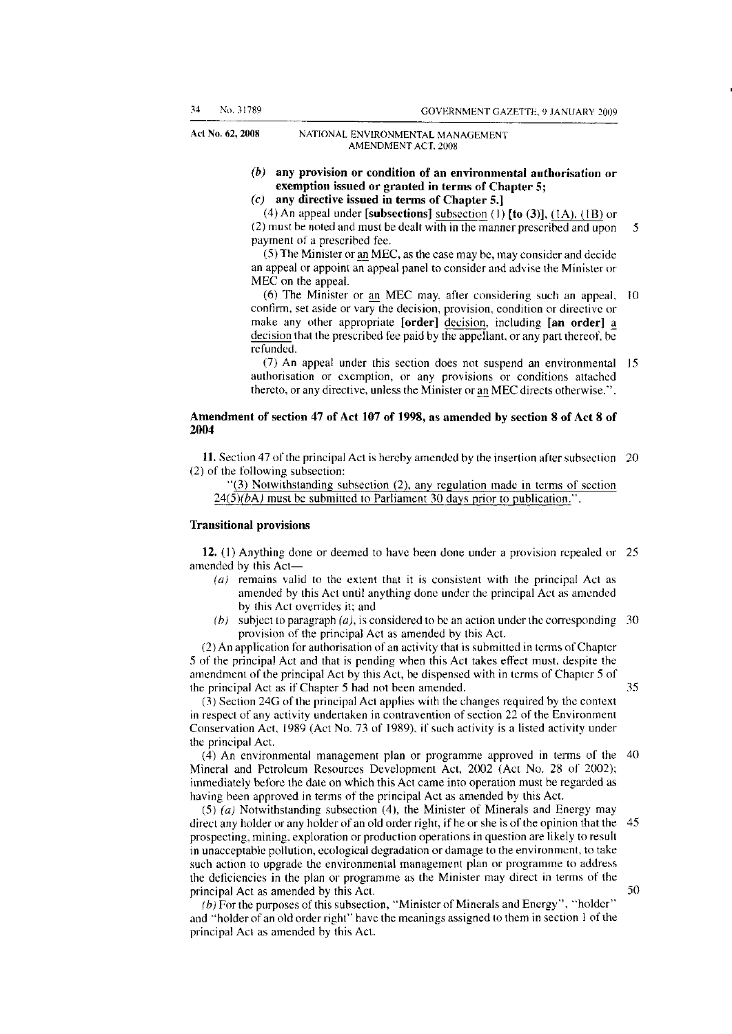*(b)* **any provision or condition of an environmental authorisation or exemption issued or granted in terms of Chapter 5;**

*(c)* **any directive issued in terms of Chapter 5.]**

(4) An appeal under **[subsections]** subsection (1) **[to (3)]**, (1A), (1B) or (2) must be noted and must be dealt with in the manner prescribed and upon payment of a prescribed fee.

(5) The Minister or an MEC, as the case may be, may consider and decide an appeal or appoint an appeal panel to consider and advise the Minister or MEC on the appeal.

(6) The Minister or an MEC may, after considering such an appeal, confirm, set aside or vary the decision, provision, condition or directive or make any other appropriate **[order]** decision, including **[an order]** a decision that the prescribed fee paid by the appellant, or any part thereof, be refunded.

(7) An appeal under this section does not suspend an environmental authorisation or exemption, or any provisions or conditions attached thereto, or any directive, unless the Minister or an MEC directs otherwise.".

## Amendment of section 47 of Act 107 of 1998, as amended by section 8 of Act 8 of 2004

**11.** Section 47 of the principal Act is hereby amended by the insertion after subsection (2) of the following subsection:

"(3) Notwithstanding subsection (2), any regulation made in terms of section 24(5)*(bA)* must be submitted to Parliament 30 days prior to publication.".

## Transitional provisions

**12.** (1) Anything done or deemed to have been done under a provision repealed or amended by this Act—

*(a)* remains valid to the extent that it is consistent with the principal Act as amended by this Act until anything done under the principal Act as amended by this Act overrides it; and

*(b)* subject to paragraph *(a)*, is considered to be an action under the corresponding provision of the principal Act as amended by this Act.

(2) An application for authorisation of an activity that is submitted in terms of Chapter 5 of the principal Act and that is pending when this Act takes effect must, despite the amendment of the principal Act by this Act, be dispensed with in terms of Chapter 5 of the principal Act as if Chapter 5 had not been amended.

(3) Section 24G of the principal Act applies with the changes required by the context in respect of any activity undertaken in contravention of section 22 of the Environment Conservation Act, 1989 (Act No. 73 of 1989), if such activity is a listed activity under the principal Act.

(4) An environmental management plan or programme approved in terms of the Mineral and Petroleum Resources Development Act, 2002 (Act No. 28 of 2002); immediately before the date on which this Act came into operation must be regarded as having been approved in terms of the principal Act as amended by this Act.

(5) *(a)* Notwithstanding subsection (4), the Minister of Minerals and Energy may direct any holder or any holder of an old order right, if he or she is of the opinion that the prospecting, mining, exploration or production operations in question are likely to result in unacceptable pollution, ecological degradation or damage to the environment, to take such action to upgrade the environmental management plan or programme to address the deficiencies in the plan or programme as the Minister may direct in terms of the principal Act as amended by this Act.

*(b)* For the purposes of this subsection, "Minister of Minerals and Energy", "holder" and "holder of an old order right" have the meanings assigned to them in section 1 of the principal Act as amended by this Act.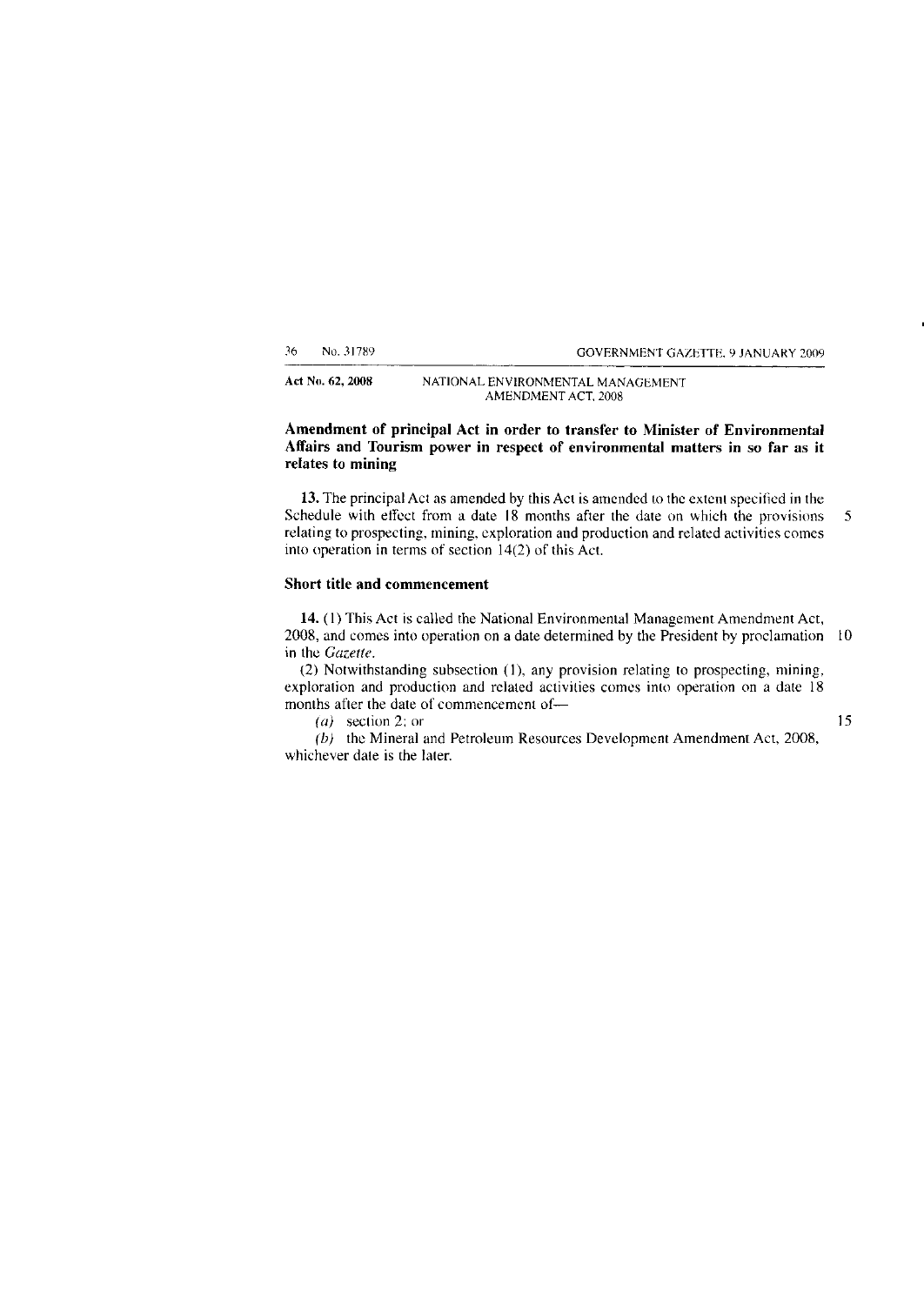## Amendment of principal Act in order to transfer to Minister of Environmental Affairs and Tourism power in respect of environmental matters in so far as it relates to mining

**13.** The principal Act as amended by this Act is amended to the extent specified in the Schedule with effect from a date 18 months after the date on which the provisions relating to prospecting, mining, exploration and production and related activities comes into operation in terms of section 14(2) of this Act.

## Short title and commencement

**14.** (1) This Act is called the National Environmental Management Amendment Act, 2008, and comes into operation on a date determined by the President by proclamation in the *Gazette*.

(2) Notwithstanding subsection (1), any provision relating to prospecting, mining, exploration and production and related activities comes into operation on a date 18 months after the date of commencement of—

*(a)* section 2; or

*(b)* the Mineral and Petroleum Resources Development Amendment Act, 2008,

whichever date is the later.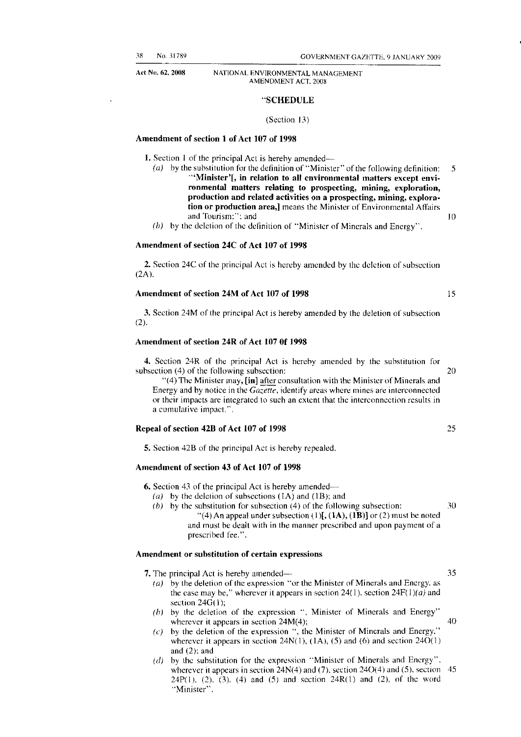## "SCHEDULE

(Section 13)

### Amendment of section 1 of Act 107 of 1998

**1.** Section 1 of the principal Act is hereby amended—

*(a)* by the substitution for the definition of "Minister" of the following definition:

"'Minister'**[, in relation to all environmental matters except environmental matters relating to prospecting, mining, exploration, production and related activities on a prospecting, mining, exploration or production area,]** means the Minister of Environmental Affairs and Tourism;"; and

*(b)* by the deletion of the definition of "Minister of Minerals and Energy".

### Amendment of section 24C of Act 107 of 1998

**2.** Section 24C of the principal Act is hereby amended by the deletion of subsection (2A).

### Amendment of section 24M of Act 107 of 1998

**3.** Section 24M of the principal Act is hereby amended by the deletion of subsection (2).

### Amendment of section 24R of Act 107 0f 1998

**4.** Section 24R of the principal Act is hereby amended by the substitution for subsection (4) of the following subsection:

"(4) The Minister may, **[in]** <u>after</u> consultation with the Minister of Minerals and Energy and by notice in the *Gazette*, identify areas where mines are interconnected or their impacts are integrated to such an extent that the interconnection results in a cumulative impact.".

### Repeal of section 42B of Act 107 of 1998

**5.** Section 42B of the principal Act is hereby repealed.

### Amendment of section 43 of Act 107 of 1998

**6.** Section 43 of the principal Act is hereby amended—

*(a)* by the deletion of subsections (1A) and (1B); and

*(b)* by the substitution for subsection (4) of the following subsection:

"(4) An appeal under subsection (1)**[, (1A), (1B)]** or (2) must be noted and must be dealt with in the manner prescribed and upon payment of a prescribed fee.".

### Amendment or substitution of certain expressions

**7.** The principal Act is hereby amended—

*(a)* by the deletion of the expression "or the Minister of Minerals and Energy, as the case may be," wherever it appears in section 24(1), section 24F(1)*(a)* and section 24G(1);

*(b)* by the deletion of the expression ", Minister of Minerals and Energy" wherever it appears in section 24M(4);

*(c)* by the deletion of the expression ", the Minister of Minerals and Energy," wherever it appears in section 24N(1), (1A), (5) and (6) and section 24O(1) and (2); and

*(d)* by the substitution for the expression "Minister of Minerals and Energy", wherever it appears in section 24N(4) and (7), section 24O(4) and (5), section 24P(1), (2), (3), (4) and (5) and section 24R(1) and (2), of the word "Minister".